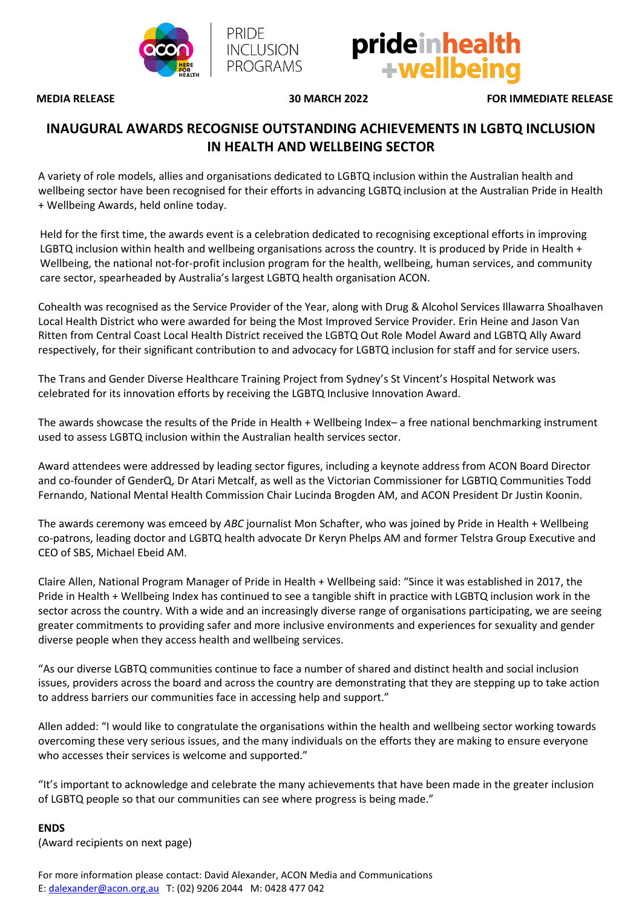PRIDE INCLUSION PROGRAMS

**MEDIA RELEASE** **30 MARCH 2022** **FOR IMMEDIATE RELEASE**

# INAUGURAL AWARDS RECOGNISE OUTSTANDING ACHIEVEMENTS IN LGBTQ INCLUSION IN HEALTH AND WELLBEING SECTOR

A variety of role models, allies and organisations dedicated to LGBTQ inclusion within the Australian health and wellbeing sector have been recognised for their efforts in advancing LGBTQ inclusion at the Australian Pride in Health + Wellbeing Awards, held online today.

Held for the first time, the awards event is a celebration dedicated to recognising exceptional efforts in improving LGBTQ inclusion within health and wellbeing organisations across the country. It is produced by Pride in Health + Wellbeing, the national not-for-profit inclusion program for the health, wellbeing, human services, and community care sector, spearheaded by Australia's largest LGBTQ health organisation ACON.

Cohealth was recognised as the Service Provider of the Year, along with Drug & Alcohol Services Illawarra Shoalhaven Local Health District who were awarded for being the Most Improved Service Provider. Erin Heine and Jason Van Ritten from Central Coast Local Health District received the LGBTQ Out Role Model Award and LGBTQ Ally Award respectively, for their significant contribution to and advocacy for LGBTQ inclusion for staff and for service users.

The Trans and Gender Diverse Healthcare Training Project from Sydney's St Vincent's Hospital Network was celebrated for its innovation efforts by receiving the LGBTQ Inclusive Innovation Award.

The awards showcase the results of the Pride in Health + Wellbeing Index– a free national benchmarking instrument used to assess LGBTQ inclusion within the Australian health services sector.

Award attendees were addressed by leading sector figures, including a keynote address from ACON Board Director and co-founder of GenderQ, Dr Atari Metcalf, as well as the Victorian Commissioner for LGBTIQ Communities Todd Fernando, National Mental Health Commission Chair Lucinda Brogden AM, and ACON President Dr Justin Koonin.

The awards ceremony was emceed by *ABC* journalist Mon Schafter, who was joined by Pride in Health + Wellbeing co-patrons, leading doctor and LGBTQ health advocate Dr Keryn Phelps AM and former Telstra Group Executive and CEO of SBS, Michael Ebeid AM.

Claire Allen, National Program Manager of Pride in Health + Wellbeing said: "Since it was established in 2017, the Pride in Health + Wellbeing Index has continued to see a tangible shift in practice with LGBTQ inclusion work in the sector across the country. With a wide and an increasingly diverse range of organisations participating, we are seeing greater commitments to providing safer and more inclusive environments and experiences for sexuality and gender diverse people when they access health and wellbeing services.

"As our diverse LGBTQ communities continue to face a number of shared and distinct health and social inclusion issues, providers across the board and across the country are demonstrating that they are stepping up to take action to address barriers our communities face in accessing help and support."

Allen added: "I would like to congratulate the organisations within the health and wellbeing sector working towards overcoming these very serious issues, and the many individuals on the efforts they are making to ensure everyone who accesses their services is welcome and supported."

"It's important to acknowledge and celebrate the many achievements that have been made in the greater inclusion of LGBTQ people so that our communities can see where progress is being made."

**ENDS**

(Award recipients on next page)

For more information please contact: David Alexander, ACON Media and Communications
E: dalexander@acon.org.au T: (02) 9206 2044 M: 0428 477 042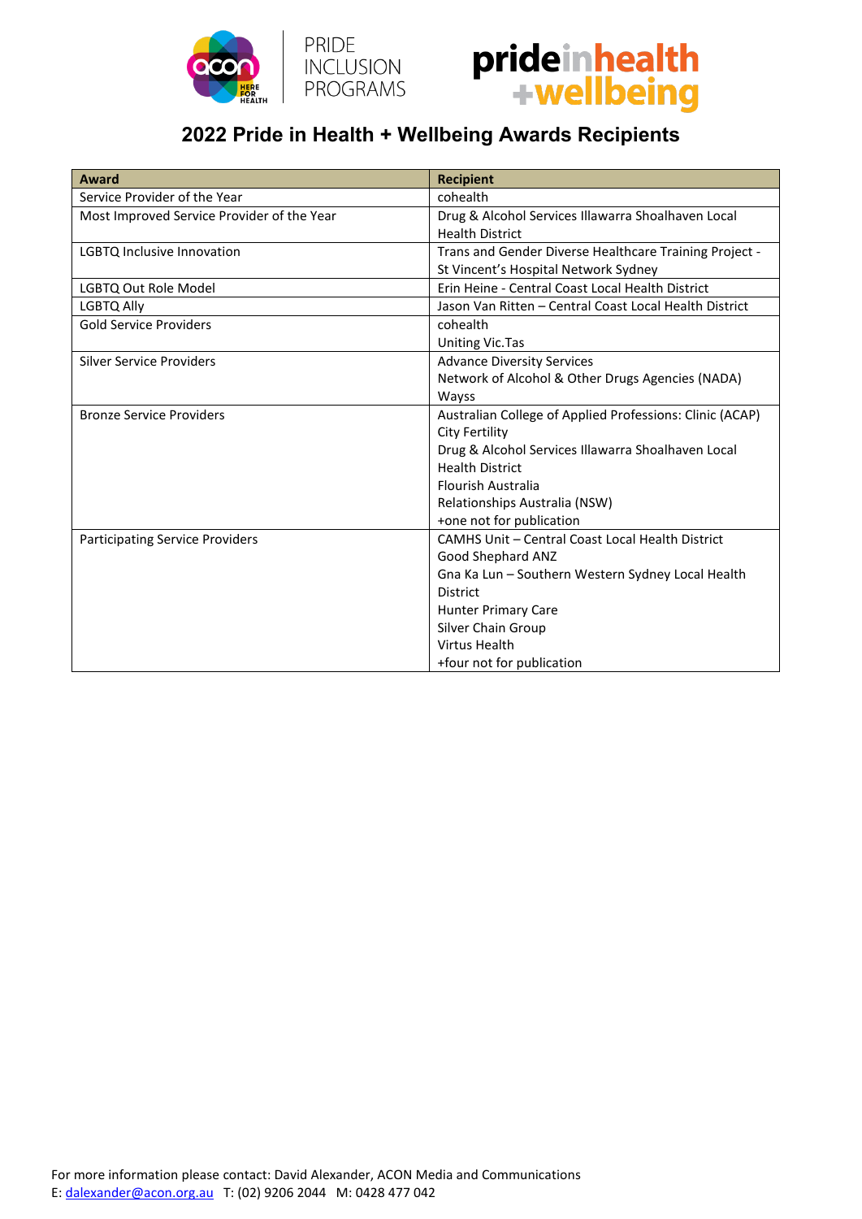# 2022 Pride in Health + Wellbeing Awards Recipients

| Award | Recipient |
|---|---|
| Service Provider of the Year | cohealth |
| Most Improved Service Provider of the Year | Drug & Alcohol Services Illawarra Shoalhaven Local Health District |
| LGBTQ Inclusive Innovation | Trans and Gender Diverse Healthcare Training Project - St Vincent's Hospital Network Sydney |
| LGBTQ Out Role Model | Erin Heine - Central Coast Local Health District |
| LGBTQ Ally | Jason Van Ritten – Central Coast Local Health District |
| Gold Service Providers | cohealth<br>Uniting Vic.Tas |
| Silver Service Providers | Advance Diversity Services<br>Network of Alcohol & Other Drugs Agencies (NADA)<br>Wayss |
| Bronze Service Providers | Australian College of Applied Professions: Clinic (ACAP)<br>City Fertility<br>Drug & Alcohol Services Illawarra Shoalhaven Local Health District<br>Flourish Australia<br>Relationships Australia (NSW)<br>+one not for publication |
| Participating Service Providers | CAMHS Unit – Central Coast Local Health District<br>Good Shephard ANZ<br>Gna Ka Lun – Southern Western Sydney Local Health District<br>Hunter Primary Care<br>Silver Chain Group<br>Virtus Health<br>+four not for publication |

For more information please contact: David Alexander, ACON Media and Communications
E: dalexander@acon.org.au T: (02) 9206 2044 M: 0428 477 042